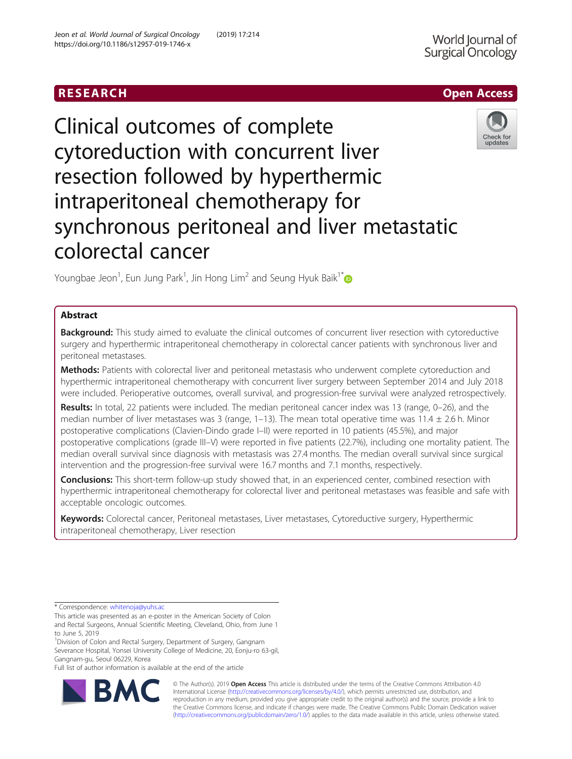RESEARCH

Open Access

# Clinical outcomes of complete cytoreduction with concurrent liver resection followed by hyperthermic intraperitoneal chemotherapy for synchronous peritoneal and liver metastatic colorectal cancer

Youngbae Jeon[1], Eun Jung Park[1], Jin Hong Lim[2] and Seung Hyuk Baik[1*]

## Abstract

**Background:** This study aimed to evaluate the clinical outcomes of concurrent liver resection with cytoreductive surgery and hyperthermic intraperitoneal chemotherapy in colorectal cancer patients with synchronous liver and peritoneal metastases.

**Methods:** Patients with colorectal liver and peritoneal metastasis who underwent complete cytoreduction and hyperthermic intraperitoneal chemotherapy with concurrent liver surgery between September 2014 and July 2018 were included. Perioperative outcomes, overall survival, and progression-free survival were analyzed retrospectively.

**Results:** In total, 22 patients were included. The median peritoneal cancer index was 13 (range, 0–26), and the median number of liver metastases was 3 (range, 1–13). The mean total operative time was 11.4 ± 2.6 h. Minor postoperative complications (Clavien-Dindo grade I–II) were reported in 10 patients (45.5%), and major postoperative complications (grade III–V) were reported in five patients (22.7%), including one mortality patient. The median overall survival since diagnosis with metastasis was 27.4 months. The median overall survival since surgical intervention and the progression-free survival were 16.7 months and 7.1 months, respectively.

**Conclusions:** This short-term follow-up study showed that, in an experienced center, combined resection with hyperthermic intraperitoneal chemotherapy for colorectal liver and peritoneal metastases was feasible and safe with acceptable oncologic outcomes.

**Keywords:** Colorectal cancer, Peritoneal metastases, Liver metastases, Cytoreductive surgery, Hyperthermic intraperitoneal chemotherapy, Liver resection

---

\* Correspondence: whitenoja@yuhs.ac

This article was presented as an e-poster in the American Society of Colon and Rectal Surgeons, Annual Scientific Meeting, Cleveland, Ohio, from June 1 to June 5, 2019

[1]Division of Colon and Rectal Surgery, Department of Surgery, Gangnam Severance Hospital, Yonsei University College of Medicine, 20, Eonju-ro 63-gil, Gangnam-gu, Seoul 06229, Korea

Full list of author information is available at the end of the article

© The Author(s). 2019 **Open Access** This article is distributed under the terms of the Creative Commons Attribution 4.0 International License (http://creativecommons.org/licenses/by/4.0/), which permits unrestricted use, distribution, and reproduction in any medium, provided you give appropriate credit to the original author(s) and the source, provide a link to the Creative Commons license, and indicate if changes were made. The Creative Commons Public Domain Dedication waiver (http://creativecommons.org/publicdomain/zero/1.0/) applies to the data made available in this article, unless otherwise stated.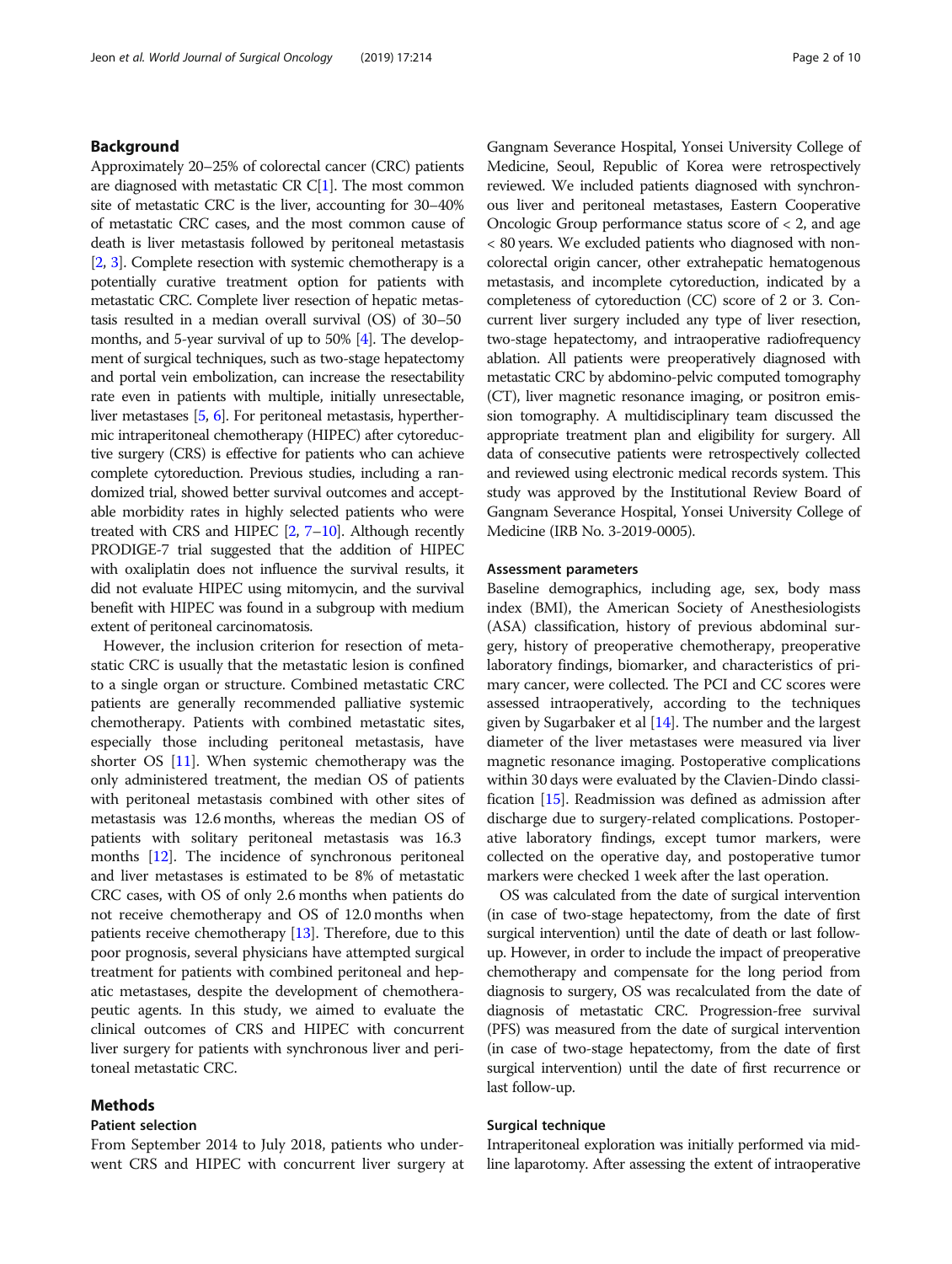## Background

Approximately 20–25% of colorectal cancer (CRC) patients are diagnosed with metastatic CR C[1]. The most common site of metastatic CRC is the liver, accounting for 30–40% of metastatic CRC cases, and the most common cause of death is liver metastasis followed by peritoneal metastasis [2, 3]. Complete resection with systemic chemotherapy is a potentially curative treatment option for patients with metastatic CRC. Complete liver resection of hepatic metastasis resulted in a median overall survival (OS) of 30–50 months, and 5-year survival of up to 50% [4]. The development of surgical techniques, such as two-stage hepatectomy and portal vein embolization, can increase the resectability rate even in patients with multiple, initially unresectable, liver metastases [5, 6]. For peritoneal metastasis, hyperthermic intraperitoneal chemotherapy (HIPEC) after cytoreductive surgery (CRS) is effective for patients who can achieve complete cytoreduction. Previous studies, including a randomized trial, showed better survival outcomes and acceptable morbidity rates in highly selected patients who were treated with CRS and HIPEC [2, 7–10]. Although recently PRODIGE-7 trial suggested that the addition of HIPEC with oxaliplatin does not influence the survival results, it did not evaluate HIPEC using mitomycin, and the survival benefit with HIPEC was found in a subgroup with medium extent of peritoneal carcinomatosis.

However, the inclusion criterion for resection of metastatic CRC is usually that the metastatic lesion is confined to a single organ or structure. Combined metastatic CRC patients are generally recommended palliative systemic chemotherapy. Patients with combined metastatic sites, especially those including peritoneal metastasis, have shorter OS [11]. When systemic chemotherapy was the only administered treatment, the median OS of patients with peritoneal metastasis combined with other sites of metastasis was 12.6 months, whereas the median OS of patients with solitary peritoneal metastasis was 16.3 months [12]. The incidence of synchronous peritoneal and liver metastases is estimated to be 8% of metastatic CRC cases, with OS of only 2.6 months when patients do not receive chemotherapy and OS of 12.0 months when patients receive chemotherapy [13]. Therefore, due to this poor prognosis, several physicians have attempted surgical treatment for patients with combined peritoneal and hepatic metastases, despite the development of chemotherapeutic agents. In this study, we aimed to evaluate the clinical outcomes of CRS and HIPEC with concurrent liver surgery for patients with synchronous liver and peritoneal metastatic CRC.

## Methods

### Patient selection

From September 2014 to July 2018, patients who underwent CRS and HIPEC with concurrent liver surgery at Gangnam Severance Hospital, Yonsei University College of Medicine, Seoul, Republic of Korea were retrospectively reviewed. We included patients diagnosed with synchronous liver and peritoneal metastases, Eastern Cooperative Oncologic Group performance status score of < 2, and age < 80 years. We excluded patients who diagnosed with non-colorectal origin cancer, other extrahepatic hematogenous metastasis, and incomplete cytoreduction, indicated by a completeness of cytoreduction (CC) score of 2 or 3. Concurrent liver surgery included any type of liver resection, two-stage hepatectomy, and intraoperative radiofrequency ablation. All patients were preoperatively diagnosed with metastatic CRC by abdomino-pelvic computed tomography (CT), liver magnetic resonance imaging, or positron emission tomography. A multidisciplinary team discussed the appropriate treatment plan and eligibility for surgery. All data of consecutive patients were retrospectively collected and reviewed using electronic medical records system. This study was approved by the Institutional Review Board of Gangnam Severance Hospital, Yonsei University College of Medicine (IRB No. 3-2019-0005).

### Assessment parameters

Baseline demographics, including age, sex, body mass index (BMI), the American Society of Anesthesiologists (ASA) classification, history of previous abdominal surgery, history of preoperative chemotherapy, preoperative laboratory findings, biomarker, and characteristics of primary cancer, were collected. The PCI and CC scores were assessed intraoperatively, according to the techniques given by Sugarbaker et al [14]. The number and the largest diameter of the liver metastases were measured via liver magnetic resonance imaging. Postoperative complications within 30 days were evaluated by the Clavien-Dindo classification [15]. Readmission was defined as admission after discharge due to surgery-related complications. Postoperative laboratory findings, except tumor markers, were collected on the operative day, and postoperative tumor markers were checked 1 week after the last operation.

OS was calculated from the date of surgical intervention (in case of two-stage hepatectomy, from the date of first surgical intervention) until the date of death or last follow-up. However, in order to include the impact of preoperative chemotherapy and compensate for the long period from diagnosis to surgery, OS was recalculated from the date of diagnosis of metastatic CRC. Progression-free survival (PFS) was measured from the date of surgical intervention (in case of two-stage hepatectomy, from the date of first surgical intervention) until the date of first recurrence or last follow-up.

### Surgical technique

Intraperitoneal exploration was initially performed via midline laparotomy. After assessing the extent of intraoperative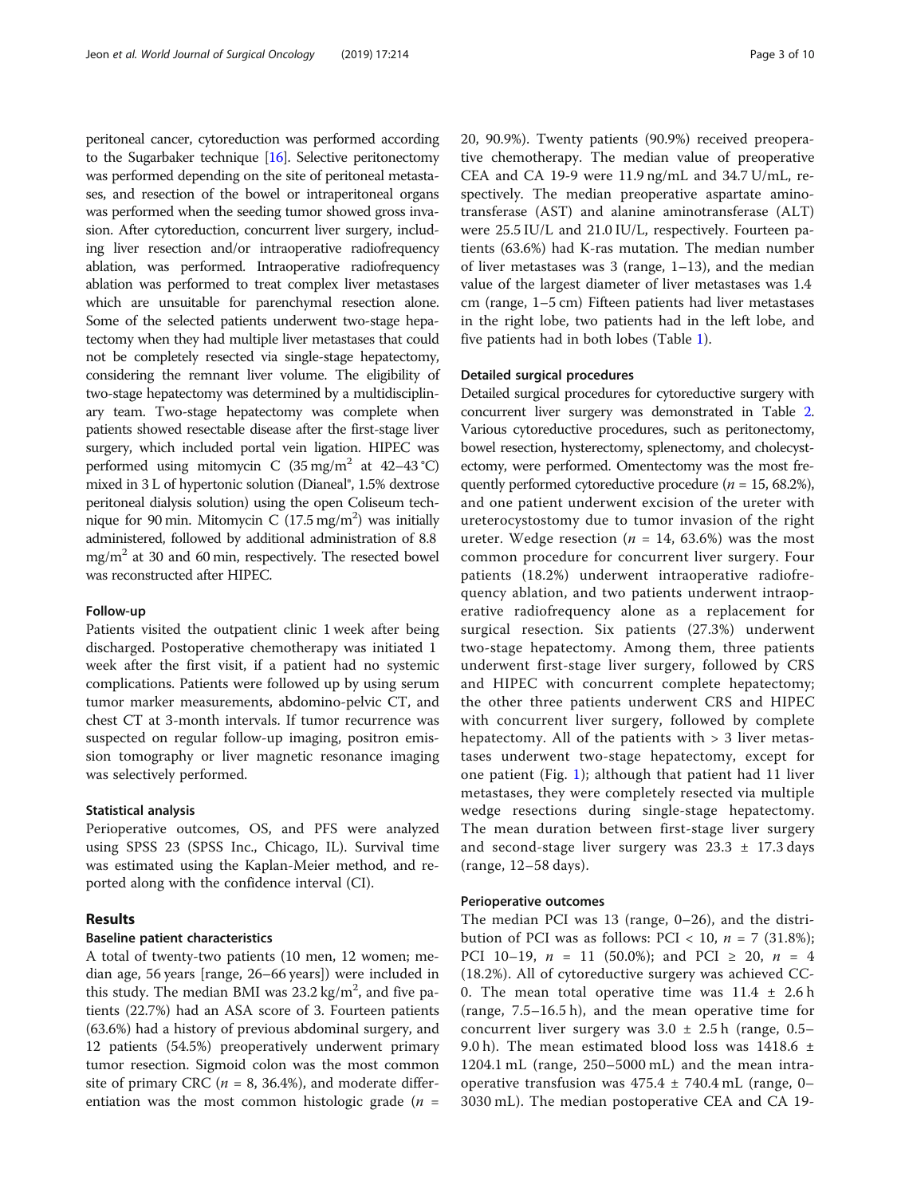peritoneal cancer, cytoreduction was performed according to the Sugarbaker technique [16]. Selective peritonectomy was performed depending on the site of peritoneal metastases, and resection of the bowel or intraperitoneal organs was performed when the seeding tumor showed gross invasion. After cytoreduction, concurrent liver surgery, including liver resection and/or intraoperative radiofrequency ablation, was performed. Intraoperative radiofrequency ablation was performed to treat complex liver metastases which are unsuitable for parenchymal resection alone. Some of the selected patients underwent two-stage hepatectomy when they had multiple liver metastases that could not be completely resected via single-stage hepatectomy, considering the remnant liver volume. The eligibility of two-stage hepatectomy was determined by a multidisciplinary team. Two-stage hepatectomy was complete when patients showed resectable disease after the first-stage liver surgery, which included portal vein ligation. HIPEC was performed using mitomycin C (35 mg/m$^2$ at 42–43 °C) mixed in 3 L of hypertonic solution (Dianeal®, 1.5% dextrose peritoneal dialysis solution) using the open Coliseum technique for 90 min. Mitomycin C (17.5 mg/m$^2$) was initially administered, followed by additional administration of 8.8 mg/m$^2$ at 30 and 60 min, respectively. The resected bowel was reconstructed after HIPEC.

### Follow-up

Patients visited the outpatient clinic 1 week after being discharged. Postoperative chemotherapy was initiated 1 week after the first visit, if a patient had no systemic complications. Patients were followed up by using serum tumor marker measurements, abdomino-pelvic CT, and chest CT at 3-month intervals. If tumor recurrence was suspected on regular follow-up imaging, positron emission tomography or liver magnetic resonance imaging was selectively performed.

### Statistical analysis

Perioperative outcomes, OS, and PFS were analyzed using SPSS 23 (SPSS Inc., Chicago, IL). Survival time was estimated using the Kaplan-Meier method, and reported along with the confidence interval (CI).

## Results

### Baseline patient characteristics

A total of twenty-two patients (10 men, 12 women; median age, 56 years [range, 26–66 years]) were included in this study. The median BMI was 23.2 kg/m$^2$, and five patients (22.7%) had an ASA score of 3. Fourteen patients (63.6%) had a history of previous abdominal surgery, and 12 patients (54.5%) preoperatively underwent primary tumor resection. Sigmoid colon was the most common site of primary CRC ($n$ = 8, 36.4%), and moderate differentiation was the most common histologic grade ($n$ = 20, 90.9%). Twenty patients (90.9%) received preoperative chemotherapy. The median value of preoperative CEA and CA 19-9 were 11.9 ng/mL and 34.7 U/mL, respectively. The median preoperative aspartate aminotransferase (AST) and alanine aminotransferase (ALT) were 25.5 IU/L and 21.0 IU/L, respectively. Fourteen patients (63.6%) had K-ras mutation. The median number of liver metastases was 3 (range, 1–13), and the median value of the largest diameter of liver metastases was 1.4 cm (range, 1–5 cm) Fifteen patients had liver metastases in the right lobe, two patients had in the left lobe, and five patients had in both lobes (Table 1).

### Detailed surgical procedures

Detailed surgical procedures for cytoreductive surgery with concurrent liver surgery was demonstrated in Table 2. Various cytoreductive procedures, such as peritonectomy, bowel resection, hysterectomy, splenectomy, and cholecystectomy, were performed. Omentectomy was the most frequently performed cytoreductive procedure ($n$ = 15, 68.2%), and one patient underwent excision of the ureter with ureterocystostomy due to tumor invasion of the right ureter. Wedge resection ($n$ = 14, 63.6%) was the most common procedure for concurrent liver surgery. Four patients (18.2%) underwent intraoperative radiofrequency ablation, and two patients underwent intraoperative radiofrequency alone as a replacement for surgical resection. Six patients (27.3%) underwent two-stage hepatectomy. Among them, three patients underwent first-stage liver surgery, followed by CRS and HIPEC with concurrent complete hepatectomy; the other three patients underwent CRS and HIPEC with concurrent liver surgery, followed by complete hepatectomy. All of the patients with > 3 liver metastases underwent two-stage hepatectomy, except for one patient (Fig. 1); although that patient had 11 liver metastases, they were completely resected via multiple wedge resections during single-stage liver surgery. The mean duration between first-stage liver surgery and second-stage liver surgery was 23.3 ± 17.3 days (range, 12–58 days).

### Perioperative outcomes

The median PCI was 13 (range, 0–26), and the distribution of PCI was as follows: PCI < 10, $n$ = 7 (31.8%); PCI 10–19, $n$ = 11 (50.0%); and PCI ≥ 20, $n$ = 4 (18.2%). All of cytoreductive surgery was achieved CC-0. The mean total operative time was 11.4 ± 2.6 h (range, 7.5–16.5 h), and the mean operative time for concurrent liver surgery was 3.0 ± 2.5 h (range, 0.5–9.0 h). The mean estimated blood loss was 1418.6 ± 1204.1 mL (range, 250–5000 mL) and the mean intraoperative transfusion was 475.4 ± 740.4 mL (range, 0–3030 mL). The median postoperative CEA and CA 19-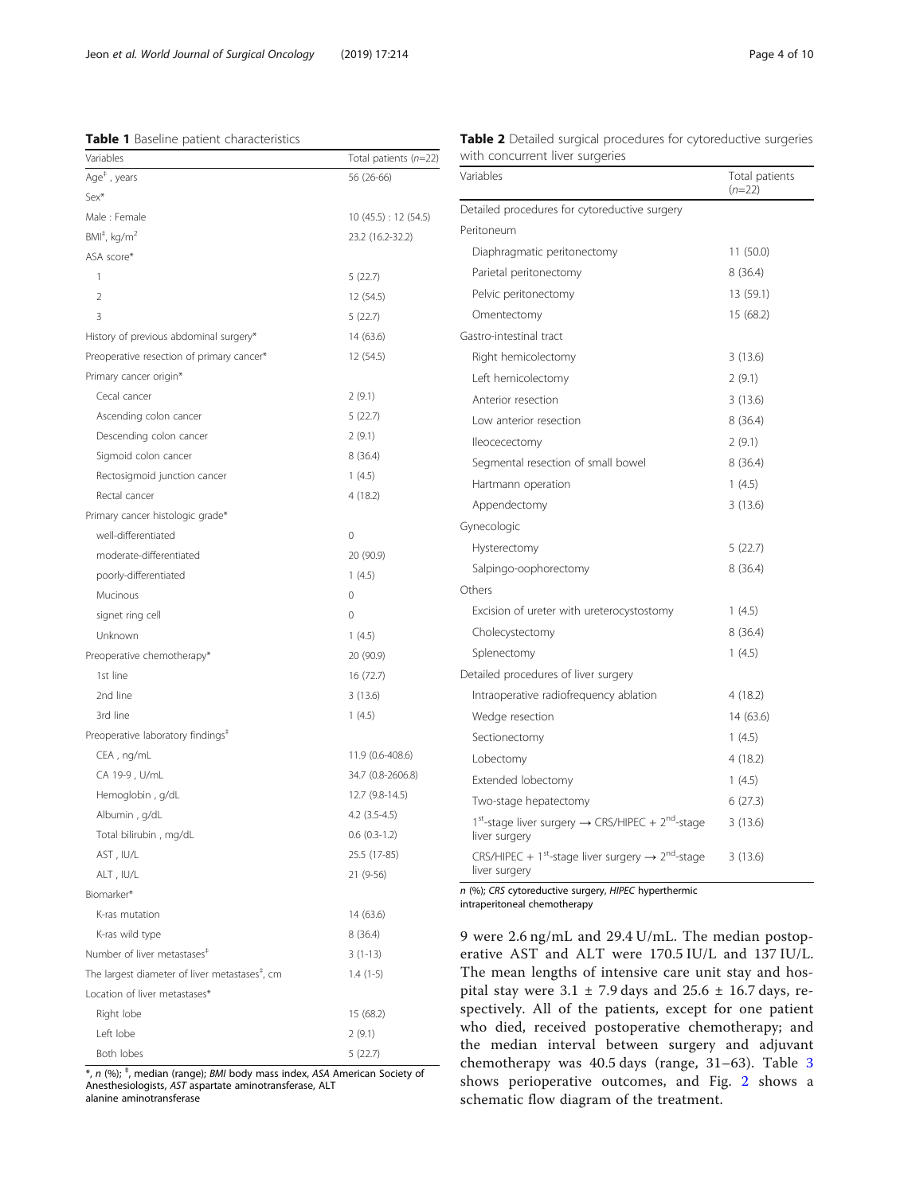**Table 1** Baseline patient characteristics

| Variables | Total patients (n=22) |
| --- | --- |
| Age[‡], years | 56 (26-66) |
| Sex* | |
| Male : Female | 10 (45.5) : 12 (54.5) |
| BMI[‡], kg/m[2] | 23.2 (16.2-32.2) |
| ASA score* | |
| 1 | 5 (22.7) |
| 2 | 12 (54.5) |
| 3 | 5 (22.7) |
| History of previous abdominal surgery* | 14 (63.6) |
| Preoperative resection of primary cancer* | 12 (54.5) |
| Primary cancer origin* | |
| Cecal cancer | 2 (9.1) |
| Ascending colon cancer | 5 (22.7) |
| Descending colon cancer | 2 (9.1) |
| Sigmoid colon cancer | 8 (36.4) |
| Rectosigmoid junction cancer | 1 (4.5) |
| Rectal cancer | 4 (18.2) |
| Primary cancer histologic grade* | |
| well-differentiated | 0 |
| moderate-differentiated | 20 (90.9) |
| poorly-differentiated | 1 (4.5) |
| Mucinous | 0 |
| signet ring cell | 0 |
| Unknown | 1 (4.5) |
| Preoperative chemotherapy* | 20 (90.9) |
| 1st line | 16 (72.7) |
| 2nd line | 3 (13.6) |
| 3rd line | 1 (4.5) |
| Preoperative laboratory findings[‡] | |
| CEA , ng/mL | 11.9 (0.6-408.6) |
| CA 19-9 , U/mL | 34.7 (0.8-2606.8) |
| Hemoglobin , g/dL | 12.7 (9.8-14.5) |
| Albumin , g/dL | 4.2 (3.5-4.5) |
| Total bilirubin , mg/dL | 0.6 (0.3-1.2) |
| AST , IU/L | 25.5 (17-85) |
| ALT , IU/L | 21 (9-56) |
| Biomarker* | |
| K-ras mutation | 14 (63.6) |
| K-ras wild type | 8 (36.4) |
| Number of liver metastases[‡] | 3 (1-13) |
| The largest diameter of liver metastases[‡], cm | 1.4 (1-5) |
| Location of liver metastases* | |
| Right lobe | 15 (68.2) |
| Left lobe | 2 (9.1) |
| Both lobes | 5 (22.7) |

*, n (%); [‡], median (range); *BMI* body mass index, *ASA* American Society of Anesthesiologists, *AST* aspartate aminotransferase, ALT alanine aminotransferase

**Table 2** Detailed surgical procedures for cytoreductive surgeries with concurrent liver surgeries

| Variables | Total patients (n=22) |
| --- | --- |
| Detailed procedures for cytoreductive surgery | |
| Peritoneum | |
| Diaphragmatic peritonectomy | 11 (50.0) |
| Parietal peritonectomy | 8 (36.4) |
| Pelvic peritonectomy | 13 (59.1) |
| Omentectomy | 15 (68.2) |
| Gastro-intestinal tract | |
| Right hemicolectomy | 3 (13.6) |
| Left hemicolectomy | 2 (9.1) |
| Anterior resection | 3 (13.6) |
| Low anterior resection | 8 (36.4) |
| Ileocecectomy | 2 (9.1) |
| Segmental resection of small bowel | 8 (36.4) |
| Hartmann operation | 1 (4.5) |
| Appendectomy | 3 (13.6) |
| Gynecologic | |
| Hysterectomy | 5 (22.7) |
| Salpingo-oophorectomy | 8 (36.4) |
| Others | |
| Excision of ureter with ureterocystostomy | 1 (4.5) |
| Cholecystectomy | 8 (36.4) |
| Splenectomy | 1 (4.5) |
| Detailed procedures of liver surgery | |
| Intraoperative radiofrequency ablation | 4 (18.2) |
| Wedge resection | 14 (63.6) |
| Sectionectomy | 1 (4.5) |
| Lobectomy | 4 (18.2) |
| Extended lobectomy | 1 (4.5) |
| Two-stage hepatectomy | 6 (27.3) |
| 1[st]-stage liver surgery → CRS/HIPEC + 2[nd]-stage liver surgery | 3 (13.6) |
| CRS/HIPEC + 1[st]-stage liver surgery → 2[nd]-stage liver surgery | 3 (13.6) |

n (%); *CRS* cytoreductive surgery, *HIPEC* hyperthermic intraperitoneal chemotherapy

9 were 2.6 ng/mL and 29.4 U/mL. The median postoperative AST and ALT were 170.5 IU/L and 137 IU/L. The mean lengths of intensive care unit stay and hospital stay were 3.1 ± 7.9 days and 25.6 ± 16.7 days, respectively. All of the patients, except for one patient who died, received postoperative chemotherapy; and the median interval between surgery and adjuvant chemotherapy was 40.5 days (range, 31–63). Table 3 shows perioperative outcomes, and Fig. 2 shows a schematic flow diagram of the treatment.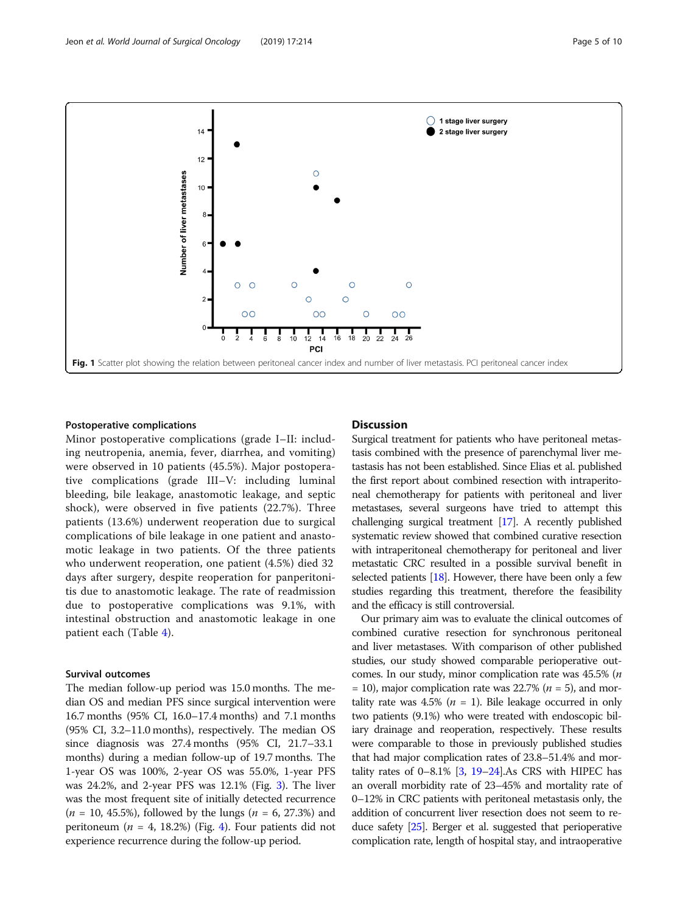Fig. 1 Scatter plot showing the relation between peritoneal cancer index and number of liver metastasis. PCI peritoneal cancer index

### Postoperative complications

Minor postoperative complications (grade I–II: including neutropenia, anemia, fever, diarrhea, and vomiting) were observed in 10 patients (45.5%). Major postoperative complications (grade III–V: including luminal bleeding, bile leakage, anastomotic leakage, and septic shock), were observed in five patients (22.7%). Three patients (13.6%) underwent reoperation due to surgical complications of bile leakage in one patient and anastomotic leakage in two patients. Of the three patients who underwent reoperation, one patient (4.5%) died 32 days after surgery, despite reoperation for panperitonitis due to anastomotic leakage. The rate of readmission due to postoperative complications was 9.1%, with intestinal obstruction and anastomotic leakage in one patient each (Table 4).

### Survival outcomes

The median follow-up period was 15.0 months. The median OS and median PFS since surgical intervention were 16.7 months (95% CI, 16.0–17.4 months) and 7.1 months (95% CI, 3.2–11.0 months), respectively. The median OS since diagnosis was 27.4 months (95% CI, 21.7–33.1 months) during a median follow-up of 19.7 months. The 1-year OS was 100%, 2-year OS was 55.0%, 1-year PFS was 24.2%, and 2-year PFS was 12.1% (Fig. 3). The liver was the most frequent site of initially detected recurrence ($n$ = 10, 45.5%), followed by the lungs ($n$ = 6, 27.3%) and peritoneum ($n$ = 4, 18.2%) (Fig. 4). Four patients did not experience recurrence during the follow-up period.

## Discussion

Surgical treatment for patients who have peritoneal metastasis combined with the presence of parenchymal liver metastasis has not been established. Since Elias et al. published the first report about combined resection with intraperitoneal chemotherapy for patients with peritoneal and liver metastases, several surgeons have tried to attempt this challenging surgical treatment [17]. A recently published systematic review showed that combined curative resection with intraperitoneal chemotherapy for peritoneal and liver metastatic CRC resulted in a possible survival benefit in selected patients [18]. However, there have been only a few studies regarding this treatment, therefore the feasibility and the efficacy is still controversial.

Our primary aim was to evaluate the clinical outcomes of combined curative resection for synchronous peritoneal and liver metastases. With comparison of other published studies, our study showed comparable perioperative outcomes. In our study, minor complication rate was 45.5% ($n$ = 10), major complication rate was 22.7% ($n$ = 5), and mortality rate was 4.5% ($n$ = 1). Bile leakage occurred in only two patients (9.1%) who were treated with endoscopic biliary drainage and reoperation, respectively. These results were comparable to those in previously published studies that had major complication rates of 23.8–51.4% and mortality rates of 0–8.1% [3, 19–24].As CRS with HIPEC has an overall morbidity rate of 23–45% and mortality rate of 0–12% in CRC patients with peritoneal metastasis only, the addition of concurrent liver resection does not seem to reduce safety [25]. Berger et al. suggested that perioperative complication rate, length of hospital stay, and intraoperative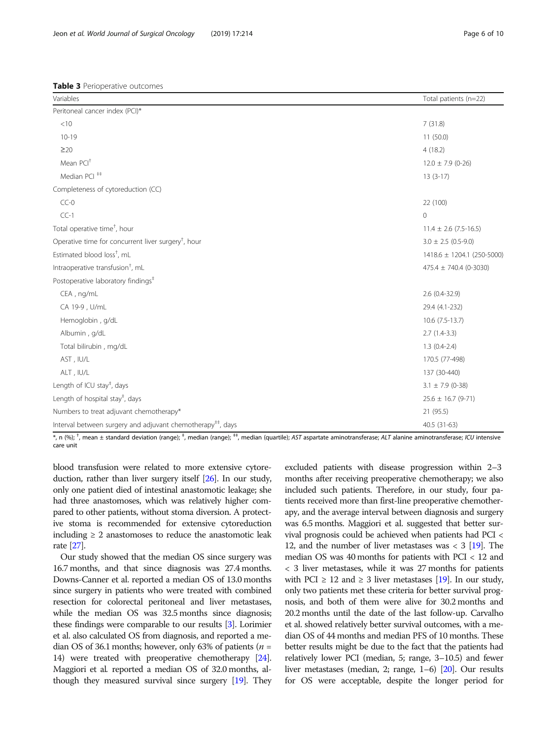**Table 3** Perioperative outcomes

| Variables | Total patients (n=22) |
|---|---|
| Peritoneal cancer index (PCI)* | |
| <10 | 7 (31.8) |
| 10-19 | 11 (50.0) |
| ≥20 | 4 (18.2) |
| Mean PCI[†] | 12.0 ± 7.9 (0-26) |
| Median PCI [‡‡] | 13 (3-17) |
| Completeness of cytoreduction (CC) | |
| CC-0 | 22 (100) |
| CC-1 | 0 |
| Total operative time[†], hour | 11.4 ± 2.6 (7.5-16.5) |
| Operative time for concurrent liver surgery[†], hour | 3.0 ± 2.5 (0.5-9.0) |
| Estimated blood loss[†], mL | 1418.6 ± 1204.1 (250-5000) |
| Intraoperative transfusion[†], mL | 475.4 ± 740.4 (0-3030) |
| Postoperative laboratory findings[‡] | |
| CEA , ng/mL | 2.6 (0.4-32.9) |
| CA 19-9 , U/mL | 29.4 (4.1-232) |
| Hemoglobin , g/dL | 10.6 (7.5-13.7) |
| Albumin , g/dL | 2.7 (1.4-3.3) |
| Total bilirubin , mg/dL | 1.3 (0.4-2.4) |
| AST , IU/L | 170.5 (77-498) |
| ALT , IU/L | 137 (30-440) |
| Length of ICU stay[‡], days | 3.1 ± 7.9 (0-38) |
| Length of hospital stay[‡], days | 25.6 ± 16.7 (9-71) |
| Numbers to treat adjuvant chemotherapy* | 21 (95.5) |
| Interval between surgery and adjuvant chemotherapy[‡‡], days | 40.5 (31-63) |

*, n (%); [†], mean ± standard deviation (range); [‡], median (range); [‡‡], median (quartile); *AST* aspartate aminotransferase; *ALT* alanine aminotransferase; *ICU* intensive care unit

blood transfusion were related to more extensive cytoreduction, rather than liver surgery itself [26]. In our study, only one patient died of intestinal anastomotic leakage; she had three anastomoses, which was relatively higher compared to other patients, without stoma diversion. A protective stoma is recommended for extensive cytoreduction including ≥ 2 anastomoses to reduce the anastomotic leak rate [27].

Our study showed that the median OS since surgery was 16.7 months, and that since diagnosis was 27.4 months. Downs-Canner et al. reported a median OS of 13.0 months since surgery in patients who were treated with combined resection for colorectal peritoneal and liver metastases, while the median OS was 32.5 months since diagnosis; these findings were comparable to our results [3]. Lorimier et al. also calculated OS from diagnosis, and reported a median OS of 36.1 months; however, only 63% of patients ($n$ = 14) were treated with preoperative chemotherapy [24]. Maggiori et al. reported a median OS of 32.0 months, although they measured survival since surgery [19]. They excluded patients with disease progression within 2–3 months after receiving preoperative chemotherapy; we also included such patients. Therefore, in our study, four patients received more than first-line preoperative chemotherapy, and the average interval between diagnosis and surgery was 6.5 months. Maggiori et al. suggested that better survival prognosis could be achieved when patients had PCI < 12, and the number of liver metastases was < 3 [19]. The median OS was 40 months for patients with PCI < 12 and < 3 liver metastases, while it was 27 months for patients with PCI ≥ 12 and ≥ 3 liver metastases [19]. In our study, only two patients met these criteria for better survival prognosis, and both of them were alive for 30.2 months and 20.2 months until the date of the last follow-up. Carvalho et al. showed relatively better survival outcomes, with a median OS of 44 months and median PFS of 10 months. These better results might be due to the fact that the patients had relatively lower PCI (median, 5; range, 3–10.5) and fewer liver metastases (median, 2; range, 1–6) [20]. Our results for OS were acceptable, despite the longer period for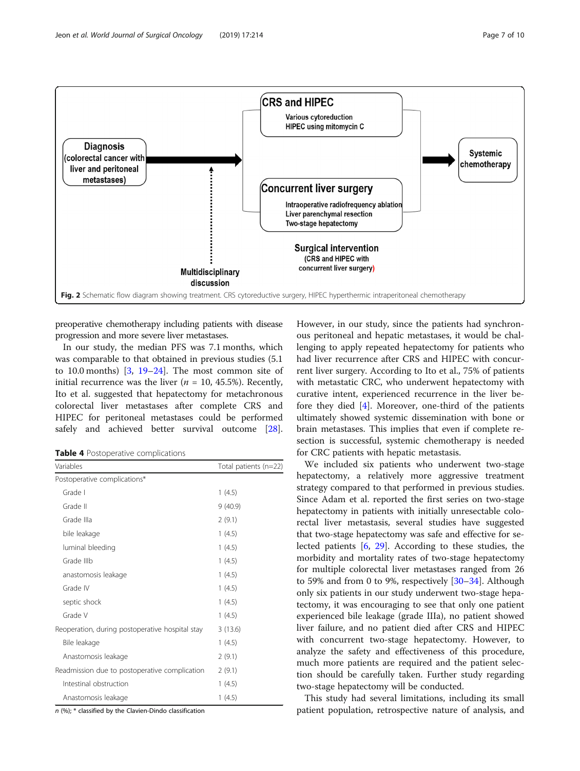Fig. 2 Schematic flow diagram showing treatment. CRS cytoreductive surgery, HIPEC hyperthermic intraperitoneal chemotherapy

preoperative chemotherapy including patients with disease progression and more severe liver metastases.

In our study, the median PFS was 7.1 months, which was comparable to that obtained in previous studies (5.1 to 10.0 months) [3, 19–24]. The most common site of initial recurrence was the liver ($n$ = 10, 45.5%). Recently, Ito et al. suggested that hepatectomy for metachronous colorectal liver metastases after complete CRS and HIPEC for peritoneal metastases could be performed safely and achieved better survival outcome [28]. However, in our study, since the patients had synchronous peritoneal and hepatic metastases, it would be challenging to apply repeated hepatectomy for patients who had liver recurrence after CRS and HIPEC with concurrent liver surgery. According to Ito et al., 75% of patients with metastatic CRC, who underwent hepatectomy with curative intent, experienced recurrence in the liver before they died [4]. Moreover, one-third of the patients ultimately showed systemic dissemination with bone or brain metastases. This implies that even if complete resection is successful, systemic chemotherapy is needed for CRC patients with hepatic metastasis.

**Table 4** Postoperative complications

| Variables | Total patients (n=22) |
|---|---|
| Postoperative complications* | |
| Grade I | 1 (4.5) |
| Grade II | 9 (40.9) |
| Grade IIIa | 2 (9.1) |
| bile leakage | 1 (4.5) |
| luminal bleeding | 1 (4.5) |
| Grade IIIb | 1 (4.5) |
| anastomosis leakage | 1 (4.5) |
| Grade IV | 1 (4.5) |
| septic shock | 1 (4.5) |
| Grade V | 1 (4.5) |
| Reoperation, during postoperative hospital stay | 3 (13.6) |
| Bile leakage | 1 (4.5) |
| Anastomosis leakage | 2 (9.1) |
| Readmission due to postoperative complication | 2 (9.1) |
| Intestinal obstruction | 1 (4.5) |
| Anastomosis leakage | 1 (4.5) |

$n$ (%); * classified by the Clavien-Dindo classification

We included six patients who underwent two-stage hepatectomy, a relatively more aggressive treatment strategy compared to that performed in previous studies. Since Adam et al. reported the first series on two-stage hepatectomy in patients with initially unresectable colorectal liver metastasis, several studies have suggested that two-stage hepatectomy was safe and effective for selected patients [6, 29]. According to these studies, the morbidity and mortality rates of two-stage hepatectomy for multiple colorectal liver metastases ranged from 26 to 59% and from 0 to 9%, respectively [30–34]. Although only six patients in our study underwent two-stage hepatectomy, it was encouraging to see that only one patient experienced bile leakage (grade IIIa), no patient showed liver failure, and no patient died after CRS and HIPEC with concurrent two-stage hepatectomy. However, to analyze the safety and effectiveness of this procedure, much more patients are required and the patient selection should be carefully taken. Further study regarding two-stage hepatectomy will be conducted.

This study had several limitations, including its small patient population, retrospective nature of analysis, and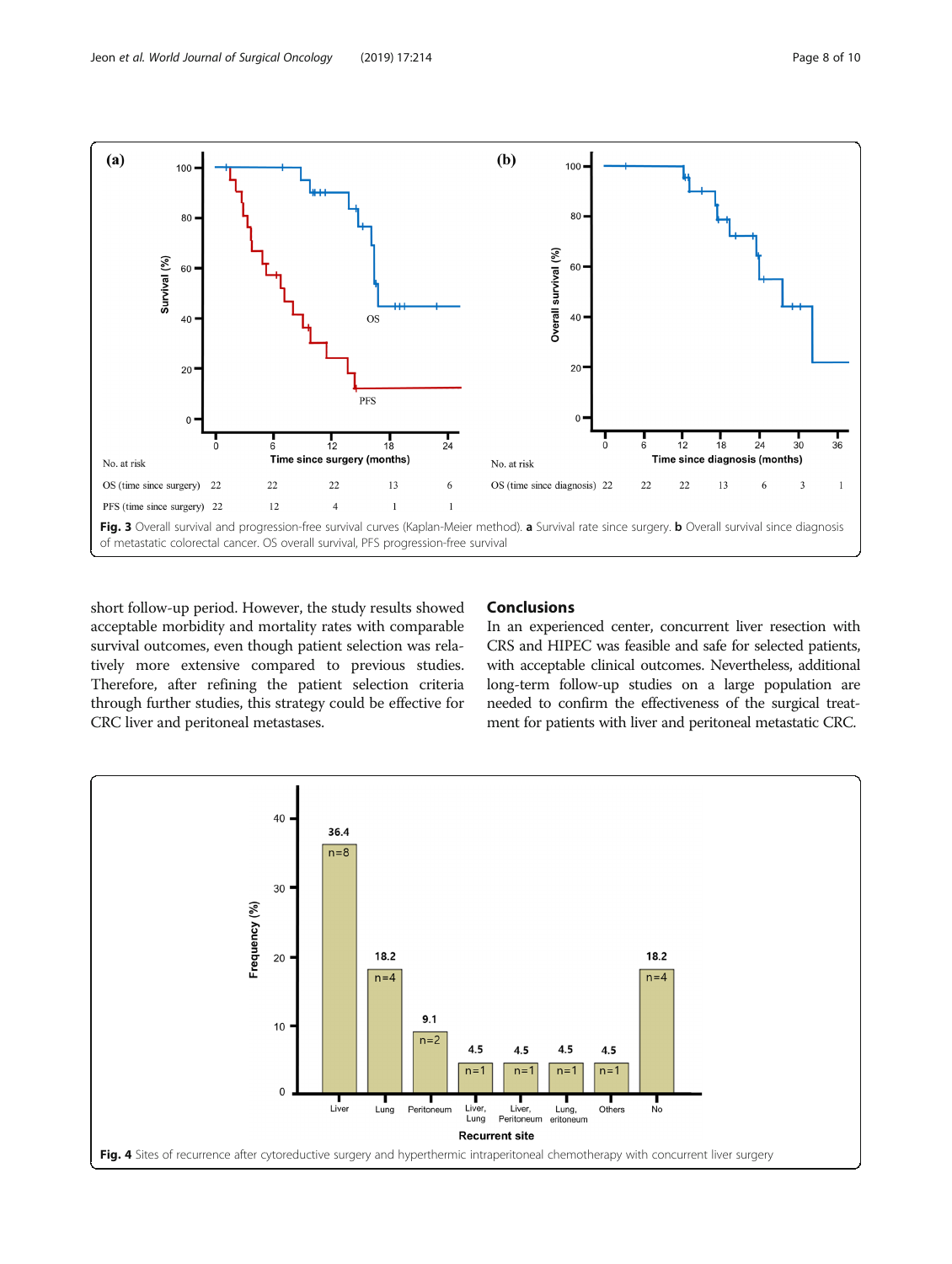Fig. 3 Overall survival and progression-free survival curves (Kaplan-Meier method). **a** Survival rate since surgery. **b** Overall survival since diagnosis of metastatic colorectal cancer. OS overall survival, PFS progression-free survival

short follow-up period. However, the study results showed acceptable morbidity and mortality rates with comparable survival outcomes, even though patient selection was relatively more extensive compared to previous studies. Therefore, after refining the patient selection criteria through further studies, this strategy could be effective for CRC liver and peritoneal metastases.

## Conclusions

In an experienced center, concurrent liver resection with CRS and HIPEC was feasible and safe for selected patients, with acceptable clinical outcomes. Nevertheless, additional long-term follow-up studies on a large population are needed to confirm the effectiveness of the surgical treatment for patients with liver and peritoneal metastatic CRC.

Fig. 4 Sites of recurrence after cytoreductive surgery and hyperthermic intraperitoneal chemotherapy with concurrent liver surgery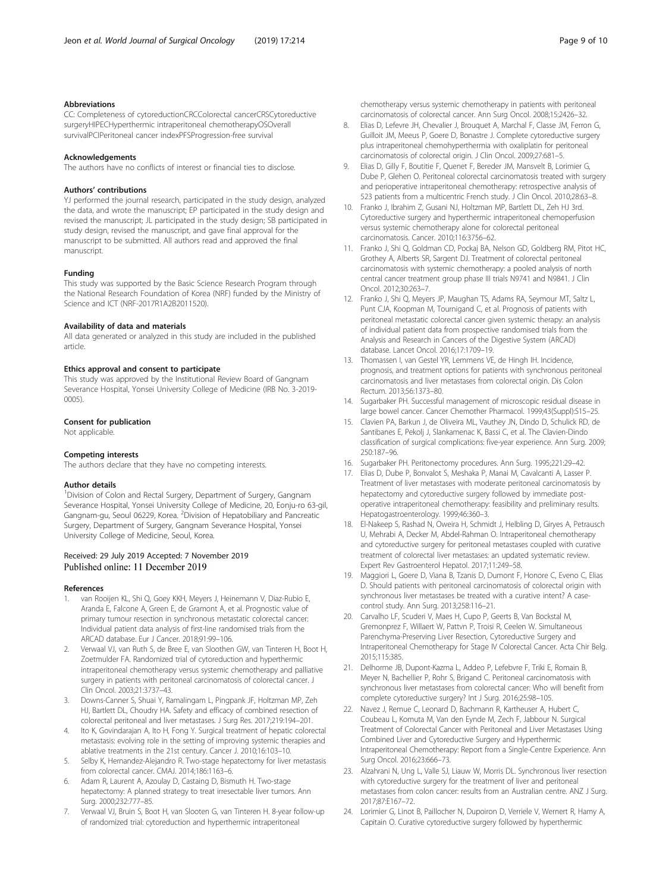### Abbreviations

CC: Completeness of cytoreductionCRCColorectal cancerCRSCytoreductive surgeryHIPECHyperthermic intraperitoneal chemotherapyOSOverall survivalPCIPeritoneal cancer indexPFSProgression-free survival

### Acknowledgements

The authors have no conflicts of interest or financial ties to disclose.

### Authors' contributions

YJ performed the journal research, participated in the study design, analyzed the data, and wrote the manuscript; EP participated in the study design and revised the manuscript; JL participated in the study design; SB participated in study design, revised the manuscript, and gave final approval for the manuscript to be submitted. All authors read and approved the final manuscript.

### Funding

This study was supported by the Basic Science Research Program through the National Research Foundation of Korea (NRF) funded by the Ministry of Science and ICT (NRF-2017R1A2B2011520).

### Availability of data and materials

All data generated or analyzed in this study are included in the published article.

### Ethics approval and consent to participate

This study was approved by the Institutional Review Board of Gangnam Severance Hospital, Yonsei University College of Medicine (IRB No. 3-2019-0005).

### Consent for publication

Not applicable.

### Competing interests

The authors declare that they have no competing interests.

### Author details

[1]Division of Colon and Rectal Surgery, Department of Surgery, Gangnam Severance Hospital, Yonsei University College of Medicine, 20, Eonju-ro 63-gil, Gangnam-gu, Seoul 06229, Korea. [2]Division of Hepatobiliary and Pancreatic Surgery, Department of Surgery, Gangnam Severance Hospital, Yonsei University College of Medicine, Seoul, Korea.

Received: 29 July 2019 Accepted: 7 November 2019
Published online: 11 December 2019

### References

1. van Rooijen KL, Shi Q, Goey KKH, Meyers J, Heinemann V, Diaz-Rubio E, Aranda E, Falcone A, Green E, de Gramont A, et al. Prognostic value of primary tumour resection in synchronous metastatic colorectal cancer: Individual patient data analysis of first-line randomised trials from the ARCAD database. Eur J Cancer. 2018;91:99–106.
2. Verwaal VJ, van Ruth S, de Bree E, van Slooten GW, van Tinteren H, Boot H, Zoetmulder FA. Randomized trial of cytoreduction and hyperthermic intraperitoneal chemotherapy versus systemic chemotherapy and palliative surgery in patients with peritoneal carcinomatosis of colorectal cancer. J Clin Oncol. 2003;21:3737–43.
3. Downs-Canner S, Shuai Y, Ramalingam L, Pingpank JF, Holtzman MP, Zeh HJ, Bartlett DL, Choudry HA. Safety and efficacy of combined resection of colorectal peritoneal and liver metastases. J Surg Res. 2017;219:194–201.
4. Ito K, Govindarajan A, Ito H, Fong Y. Surgical treatment of hepatic colorectal metastasis: evolving role in the setting of improving systemic therapies and ablative treatments in the 21st century. Cancer J. 2010;16:103–10.
5. Selby K, Hernandez-Alejandro R. Two-stage hepatectomy for liver metastasis from colorectal cancer. CMAJ. 2014;186:1163–6.
6. Adam R, Laurent A, Azoulay D, Castaing D, Bismuth H. Two-stage hepatectomy: A planned strategy to treat irresectable liver tumors. Ann Surg. 2000;232:777–85.
7. Verwaal VJ, Bruin S, Boot H, van Slooten G, van Tinteren H. 8-year follow-up of randomized trial: cytoreduction and hyperthermic intraperitoneal chemotherapy versus systemic chemotherapy in patients with peritoneal carcinomatosis of colorectal cancer. Ann Surg Oncol. 2008;15:2426–32.
8. Elias D, Lefevre JH, Chevalier J, Brouquet A, Marchal F, Classe JM, Ferron G, Guilloit JM, Meeus P, Goere D, Bonastre J. Complete cytoreductive surgery plus intraperitoneal chemohyperthermia with oxaliplatin for peritoneal carcinomatosis of colorectal origin. J Clin Oncol. 2009;27:681–5.
9. Elias D, Gilly F, Boutitie F, Quenet F, Bereder JM, Mansvelt B, Lorimier G, Dube P, Glehen O. Peritoneal colorectal carcinomatosis treated with surgery and perioperative intraperitoneal chemotherapy: retrospective analysis of 523 patients from a multicentric French study. J Clin Oncol. 2010;28:63–8.
10. Franko J, Ibrahim Z, Gusani NJ, Holtzman MP, Bartlett DL, Zeh HJ 3rd. Cytoreductive surgery and hyperthermic intraperitoneal chemoperfusion versus systemic chemotherapy alone for colorectal peritoneal carcinomatosis. Cancer. 2010;116:3756–62.
11. Franko J, Shi Q, Goldman CD, Pockaj BA, Nelson GD, Goldberg RM, Pitot HC, Grothey A, Alberts SR, Sargent DJ. Treatment of colorectal peritoneal carcinomatosis with systemic chemotherapy: a pooled analysis of north central cancer treatment group phase III trials N9741 and N9841. J Clin Oncol. 2012;30:263–7.
12. Franko J, Shi Q, Meyers JP, Maughan TS, Adams RA, Seymour MT, Saltz L, Punt CJA, Koopman M, Tournigand C, et al. Prognosis of patients with peritoneal metastatic colorectal cancer given systemic therapy: an analysis of individual patient data from prospective randomised trials from the Analysis and Research in Cancers of the Digestive System (ARCAD) database. Lancet Oncol. 2016;17:1709–19.
13. Thomassen I, van Gestel YR, Lemmens VE, de Hingh IH. Incidence, prognosis, and treatment options for patients with synchronous peritoneal carcinomatosis and liver metastases from colorectal origin. Dis Colon Rectum. 2013;56:1373–80.
14. Sugarbaker PH. Successful management of microscopic residual disease in large bowel cancer. Cancer Chemother Pharmacol. 1999;43(Suppl):S15–25.
15. Clavien PA, Barkun J, de Oliveira ML, Vauthey JN, Dindo D, Schulick RD, de Santibanes E, Pekolj J, Slankamenac K, Bassi C, et al. The Clavien-Dindo classification of surgical complications: five-year experience. Ann Surg. 2009; 250:187–96.
16. Sugarbaker PH. Peritonectomy procedures. Ann Surg. 1995;221:29–42.
17. Elias D, Dube P, Bonvalot S, Meshaka P, Manai M, Cavalcanti A, Lasser P. Treatment of liver metastases with moderate peritoneal carcinomatosis by hepatectomy and cytoreductive surgery followed by immediate post-operative intraperitoneal chemotherapy: feasibility and preliminary results. Hepatogastroenterology. 1999;46:360–3.
18. El-Nakeep S, Rashad N, Oweira H, Schmidt J, Helbling D, Giryes A, Petrausch U, Mehrabi A, Decker M, Abdel-Rahman O. Intraperitoneal chemotherapy and cytoreductive surgery for peritoneal metastases coupled with curative treatment of colorectal liver metastases: an updated systematic review. Expert Rev Gastroenterol Hepatol. 2017;11:249–58.
19. Maggiori L, Goere D, Viana B, Tzanis D, Dumont F, Honore C, Eveno C, Elias D. Should patients with peritoneal carcinomatosis of colorectal origin with synchronous liver metastases be treated with a curative intent? A case-control study. Ann Surg. 2013;258:116–21.
20. Carvalho LF, Scuderi V, Maes H, Cupo P, Geerts B, Van Bockstal M, Gremonprez F, Willaert W, Pattyn P, Troisi R, Ceelen W. Simultaneous Parenchyma-Preserving Liver Resection, Cytoreductive Surgery and Intraperitoneal Chemotherapy for Stage IV Colorectal Cancer. Acta Chir Belg. 2015;115:385.
21. Delhorme JB, Dupont-Kazma L, Addeo P, Lefebvre F, Triki E, Romain B, Meyer N, Bachellier P, Rohr S, Brigand C. Peritoneal carcinomatosis with synchronous liver metastases from colorectal cancer: Who will benefit from complete cytoreductive surgery? Int J Surg. 2016;25:98–105.
22. Navez J, Remue C, Leonard D, Bachmann R, Kartheuser A, Hubert C, Coubeau L, Komuta M, Van den Eynde M, Zech F, Jabbour N. Surgical Treatment of Colorectal Cancer with Peritoneal and Liver Metastases Using Combined Liver and Cytoreductive Surgery and Hyperthermic Intraperitoneal Chemotherapy: Report from a Single-Centre Experience. Ann Surg Oncol. 2016;23:666–73.
23. Alzahrani N, Ung L, Valle SJ, Liauw W, Morris DL. Synchronous liver resection with cytoreductive surgery for the treatment of liver and peritoneal metastases from colon cancer: results from an Australian centre. ANZ J Surg. 2017;87:E167–72.
24. Lorimier G, Linot B, Paillocher N, Dupoiron D, Verriele V, Wernert R, Hamy A, Capitain O. Curative cytoreductive surgery followed by hyperthermic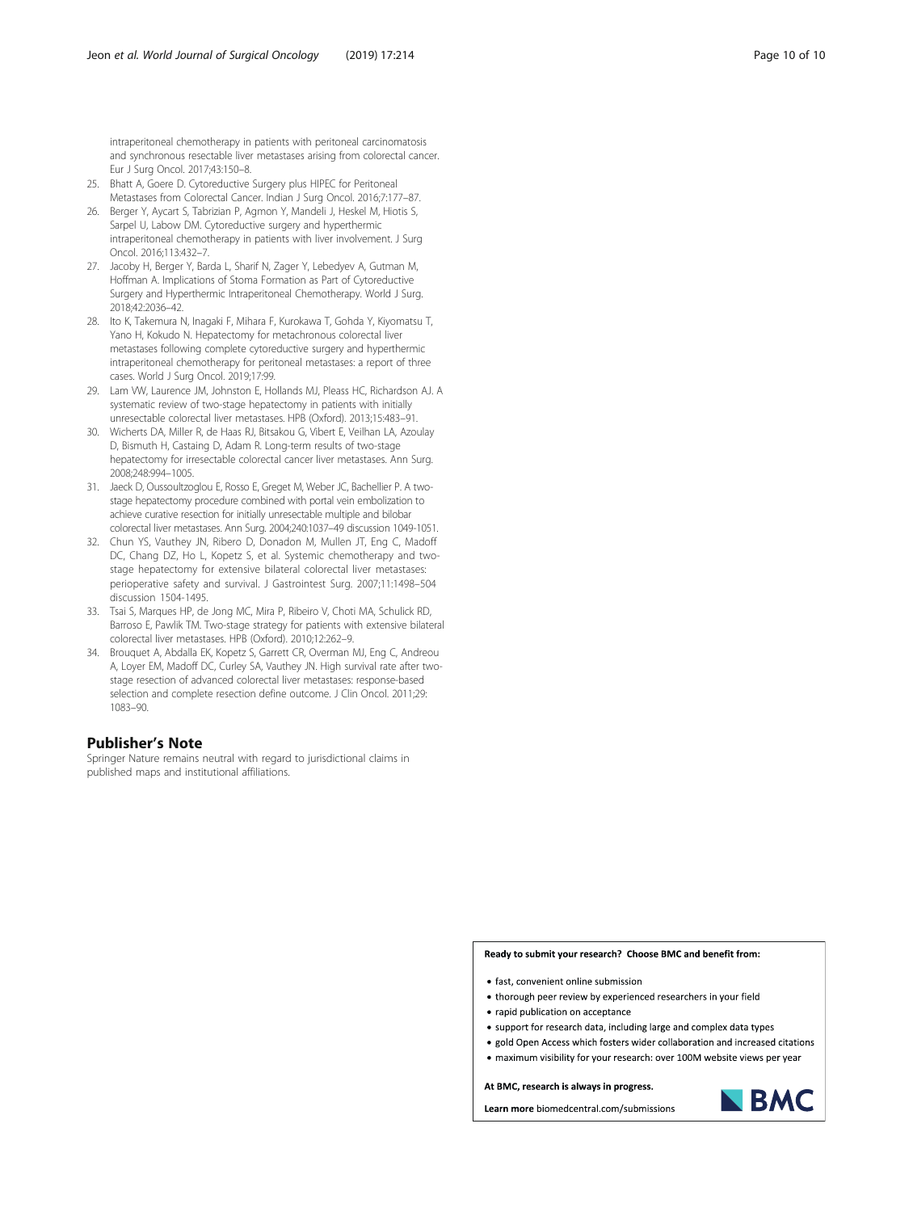intraperitoneal chemotherapy in patients with peritoneal carcinomatosis and synchronous resectable liver metastases arising from colorectal cancer. Eur J Surg Oncol. 2017;43:150–8.

25. Bhatt A, Goere D. Cytoreductive Surgery plus HIPEC for Peritoneal Metastases from Colorectal Cancer. Indian J Surg Oncol. 2016;7:177–87.
26. Berger Y, Aycart S, Tabrizian P, Agmon Y, Mandeli J, Heskel M, Hiotis S, Sarpel U, Labow DM. Cytoreductive surgery and hyperthermic intraperitoneal chemotherapy in patients with liver involvement. J Surg Oncol. 2016;113:432–7.
27. Jacoby H, Berger Y, Barda L, Sharif N, Zager Y, Lebedyev A, Gutman M, Hoffman A. Implications of Stoma Formation as Part of Cytoreductive Surgery and Hyperthermic Intraperitoneal Chemotherapy. World J Surg. 2018;42:2036–42.
28. Ito K, Takemura N, Inagaki F, Mihara F, Kurokawa T, Gohda Y, Kiyomatsu T, Yano H, Kokudo N. Hepatectomy for metachronous colorectal liver metastases following complete cytoreductive surgery and hyperthermic intraperitoneal chemotherapy for peritoneal metastases: a report of three cases. World J Surg Oncol. 2019;17:99.
29. Lam VW, Laurence JM, Johnston E, Hollands MJ, Pleass HC, Richardson AJ. A systematic review of two-stage hepatectomy in patients with initially unresectable colorectal liver metastases. HPB (Oxford). 2013;15:483–91.
30. Wicherts DA, Miller R, de Haas RJ, Bitsakou G, Vibert E, Veilhan LA, Azoulay D, Bismuth H, Castaing D, Adam R. Long-term results of two-stage hepatectomy for irresectable colorectal cancer liver metastases. Ann Surg. 2008;248:994–1005.
31. Jaeck D, Oussoultzoglou E, Rosso E, Greget M, Weber JC, Bachellier P. A two-stage hepatectomy procedure combined with portal vein embolization to achieve curative resection for initially unresectable multiple and bilobar colorectal liver metastases. Ann Surg. 2004;240:1037–49 discussion 1049-1051.
32. Chun YS, Vauthey JN, Ribero D, Donadon M, Mullen JT, Eng C, Madoff DC, Chang DZ, Ho L, Kopetz S, et al. Systemic chemotherapy and two-stage hepatectomy for extensive bilateral colorectal liver metastases: perioperative safety and survival. J Gastrointest Surg. 2007;11:1498–504 discussion 1504-1495.
33. Tsai S, Marques HP, de Jong MC, Mira P, Ribeiro V, Choti MA, Schulick RD, Barroso E, Pawlik TM. Two-stage strategy for patients with extensive bilateral colorectal liver metastases. HPB (Oxford). 2010;12:262–9.
34. Brouquet A, Abdalla EK, Kopetz S, Garrett CR, Overman MJ, Eng C, Andreou A, Loyer EM, Madoff DC, Curley SA, Vauthey JN. High survival rate after two-stage resection of advanced colorectal liver metastases: response-based selection and complete resection define outcome. J Clin Oncol. 2011;29:1083–90.

## Publisher's Note

Springer Nature remains neutral with regard to jurisdictional claims in published maps and institutional affiliations.

**Ready to submit your research? Choose BMC and benefit from:**

- fast, convenient online submission
- thorough peer review by experienced researchers in your field
- rapid publication on acceptance
- support for research data, including large and complex data types
- gold Open Access which fosters wider collaboration and increased citations
- maximum visibility for your research: over 100M website views per year

**At BMC, research is always in progress.**

**Learn more** biomedcentral.com/submissions

BMC